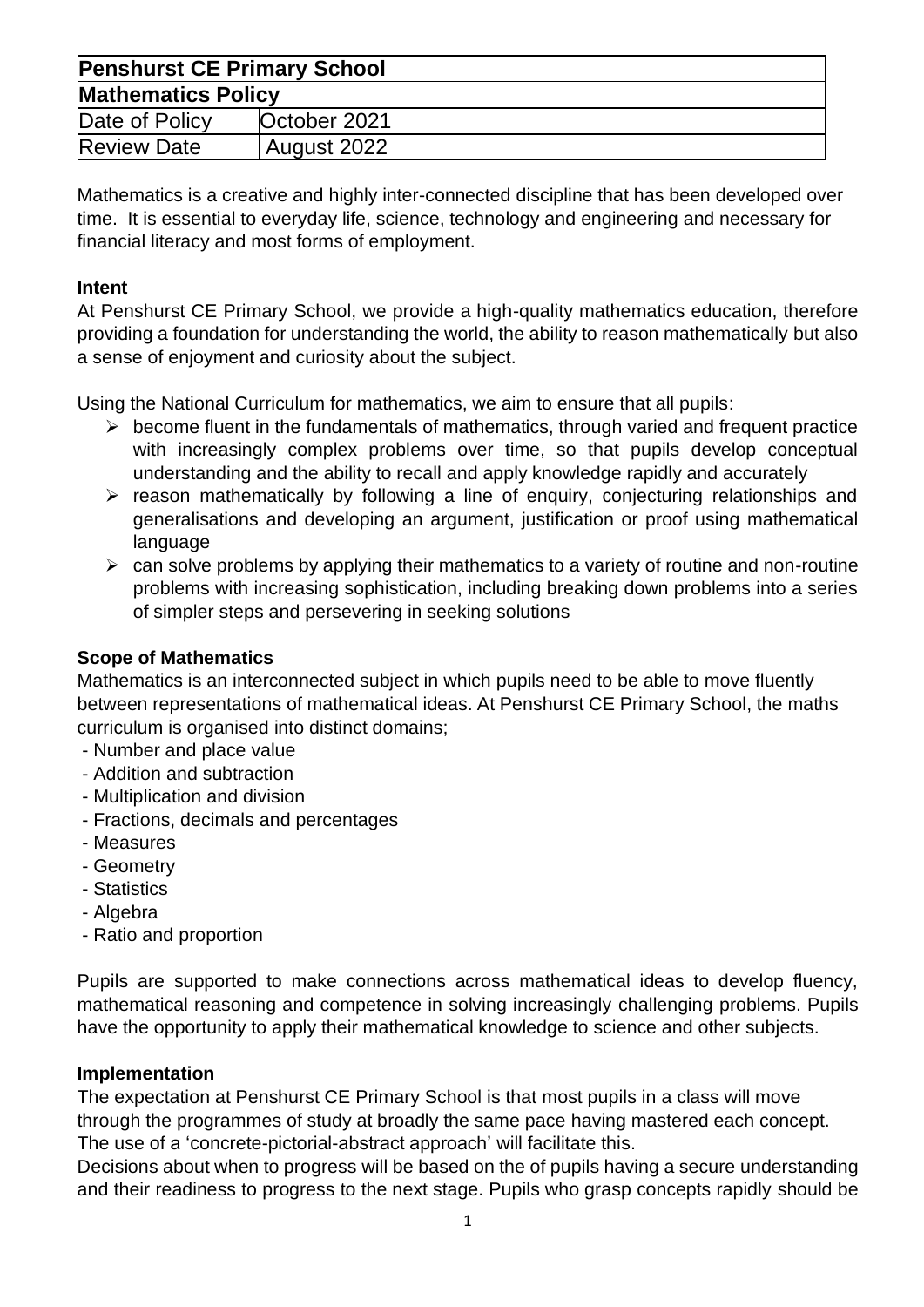| Penshurst CE Primary School | |
|---|---|
| **Mathematics Policy** | |
| Date of Policy | October 2021 |
| Review Date | August 2022 |

Mathematics is a creative and highly inter-connected discipline that has been developed over time. It is essential to everyday life, science, technology and engineering and necessary for financial literacy and most forms of employment.

**Intent**

At Penshurst CE Primary School, we provide a high-quality mathematics education, therefore providing a foundation for understanding the world, the ability to reason mathematically but also a sense of enjoyment and curiosity about the subject.

Using the National Curriculum for mathematics, we aim to ensure that all pupils:

- become fluent in the fundamentals of mathematics, through varied and frequent practice with increasingly complex problems over time, so that pupils develop conceptual understanding and the ability to recall and apply knowledge rapidly and accurately
- reason mathematically by following a line of enquiry, conjecturing relationships and generalisations and developing an argument, justification or proof using mathematical language
- can solve problems by applying their mathematics to a variety of routine and non-routine problems with increasing sophistication, including breaking down problems into a series of simpler steps and persevering in seeking solutions

**Scope of Mathematics**

Mathematics is an interconnected subject in which pupils need to be able to move fluently between representations of mathematical ideas. At Penshurst CE Primary School, the maths curriculum is organised into distinct domains;

- Number and place value
- Addition and subtraction
- Multiplication and division
- Fractions, decimals and percentages
- Measures
- Geometry
- Statistics
- Algebra
- Ratio and proportion

Pupils are supported to make connections across mathematical ideas to develop fluency, mathematical reasoning and competence in solving increasingly challenging problems. Pupils have the opportunity to apply their mathematical knowledge to science and other subjects.

**Implementation**

The expectation at Penshurst CE Primary School is that most pupils in a class will move through the programmes of study at broadly the same pace having mastered each concept. The use of a 'concrete-pictorial-abstract approach' will facilitate this.

Decisions about when to progress will be based on the of pupils having a secure understanding and their readiness to progress to the next stage. Pupils who grasp concepts rapidly should be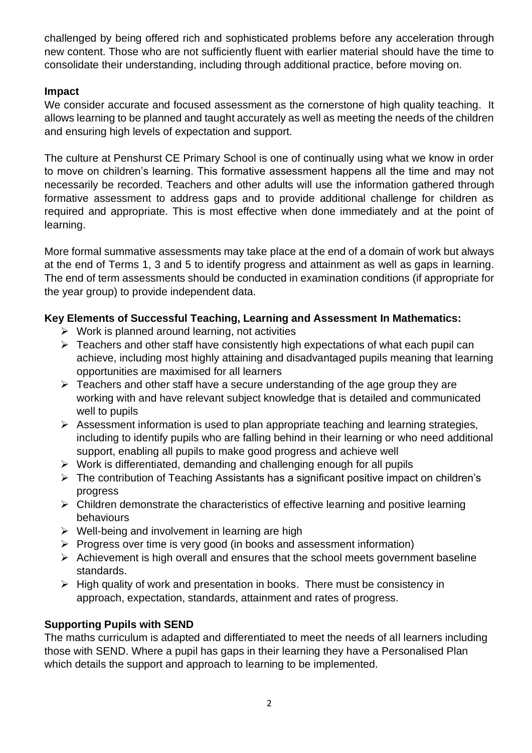challenged by being offered rich and sophisticated problems before any acceleration through new content. Those who are not sufficiently fluent with earlier material should have the time to consolidate their understanding, including through additional practice, before moving on.

**Impact**

We consider accurate and focused assessment as the cornerstone of high quality teaching. It allows learning to be planned and taught accurately as well as meeting the needs of the children and ensuring high levels of expectation and support.

The culture at Penshurst CE Primary School is one of continually using what we know in order to move on children's learning. This formative assessment happens all the time and may not necessarily be recorded. Teachers and other adults will use the information gathered through formative assessment to address gaps and to provide additional challenge for children as required and appropriate. This is most effective when done immediately and at the point of learning.

More formal summative assessments may take place at the end of a domain of work but always at the end of Terms 1, 3 and 5 to identify progress and attainment as well as gaps in learning. The end of term assessments should be conducted in examination conditions (if appropriate for the year group) to provide independent data.

**Key Elements of Successful Teaching, Learning and Assessment In Mathematics:**

- Work is planned around learning, not activities
- Teachers and other staff have consistently high expectations of what each pupil can achieve, including most highly attaining and disadvantaged pupils meaning that learning opportunities are maximised for all learners
- Teachers and other staff have a secure understanding of the age group they are working with and have relevant subject knowledge that is detailed and communicated well to pupils
- Assessment information is used to plan appropriate teaching and learning strategies, including to identify pupils who are falling behind in their learning or who need additional support, enabling all pupils to make good progress and achieve well
- Work is differentiated, demanding and challenging enough for all pupils
- The contribution of Teaching Assistants has a significant positive impact on children's progress
- Children demonstrate the characteristics of effective learning and positive learning behaviours
- Well-being and involvement in learning are high
- Progress over time is very good (in books and assessment information)
- Achievement is high overall and ensures that the school meets government baseline standards.
- High quality of work and presentation in books. There must be consistency in approach, expectation, standards, attainment and rates of progress.

**Supporting Pupils with SEND**

The maths curriculum is adapted and differentiated to meet the needs of all learners including those with SEND. Where a pupil has gaps in their learning they have a Personalised Plan which details the support and approach to learning to be implemented.